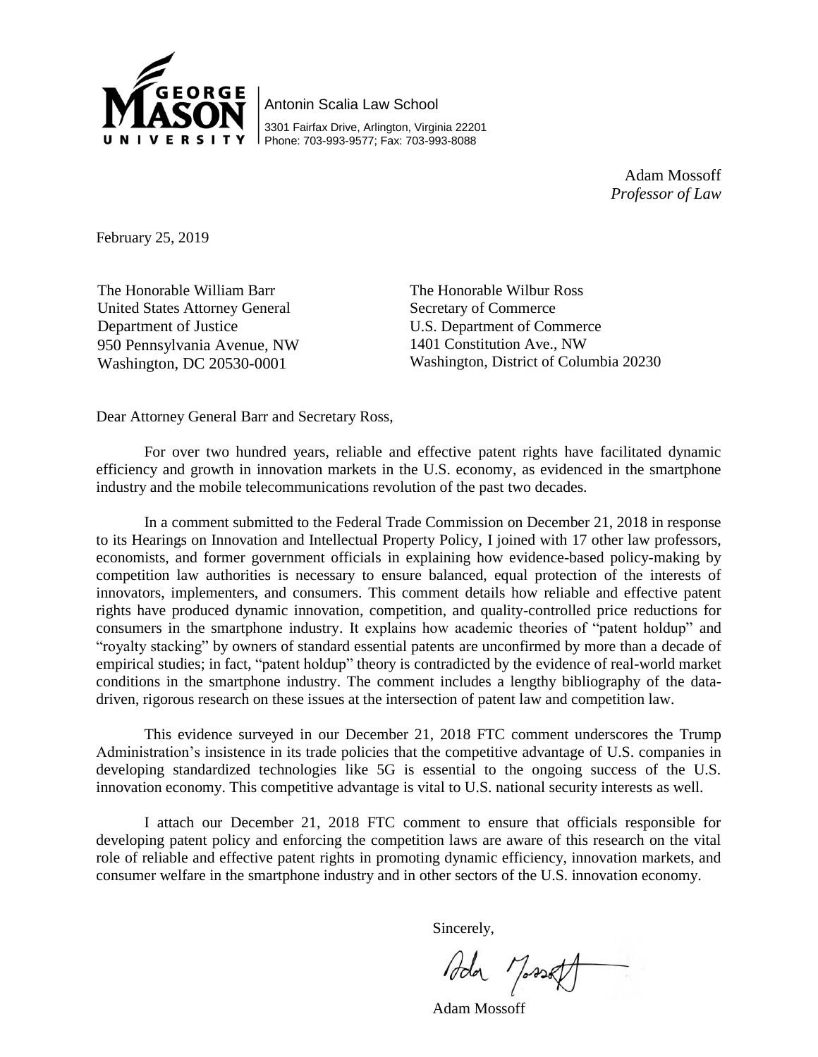GEORGE MASON UNIVERSITY

Antonin Scalia Law School
3301 Fairfax Drive, Arlington, Virginia 22201
Phone: 703-993-9577; Fax: 703-993-8088

Adam Mossoff
*Professor of Law*

February 25, 2019

The Honorable William Barr
United States Attorney General
Department of Justice
950 Pennsylvania Avenue, NW
Washington, DC 20530-0001

The Honorable Wilbur Ross
Secretary of Commerce
U.S. Department of Commerce
1401 Constitution Ave., NW
Washington, District of Columbia 20230

Dear Attorney General Barr and Secretary Ross,

For over two hundred years, reliable and effective patent rights have facilitated dynamic efficiency and growth in innovation markets in the U.S. economy, as evidenced in the smartphone industry and the mobile telecommunications revolution of the past two decades.

In a comment submitted to the Federal Trade Commission on December 21, 2018 in response to its Hearings on Innovation and Intellectual Property Policy, I joined with 17 other law professors, economists, and former government officials in explaining how evidence-based policy-making by competition law authorities is necessary to ensure balanced, equal protection of the interests of innovators, implementers, and consumers. This comment details how reliable and effective patent rights have produced dynamic innovation, competition, and quality-controlled price reductions for consumers in the smartphone industry. It explains how academic theories of "patent holdup" and "royalty stacking" by owners of standard essential patents are unconfirmed by more than a decade of empirical studies; in fact, "patent holdup" theory is contradicted by the evidence of real-world market conditions in the smartphone industry. The comment includes a lengthy bibliography of the data-driven, rigorous research on these issues at the intersection of patent law and competition law.

This evidence surveyed in our December 21, 2018 FTC comment underscores the Trump Administration's insistence in its trade policies that the competitive advantage of U.S. companies in developing standardized technologies like 5G is essential to the ongoing success of the U.S. innovation economy. This competitive advantage is vital to U.S. national security interests as well.

I attach our December 21, 2018 FTC comment to ensure that officials responsible for developing patent policy and enforcing the competition laws are aware of this research on the vital role of reliable and effective patent rights in promoting dynamic efficiency, innovation markets, and consumer welfare in the smartphone industry and in other sectors of the U.S. innovation economy.

Sincerely,

Adam Mossoff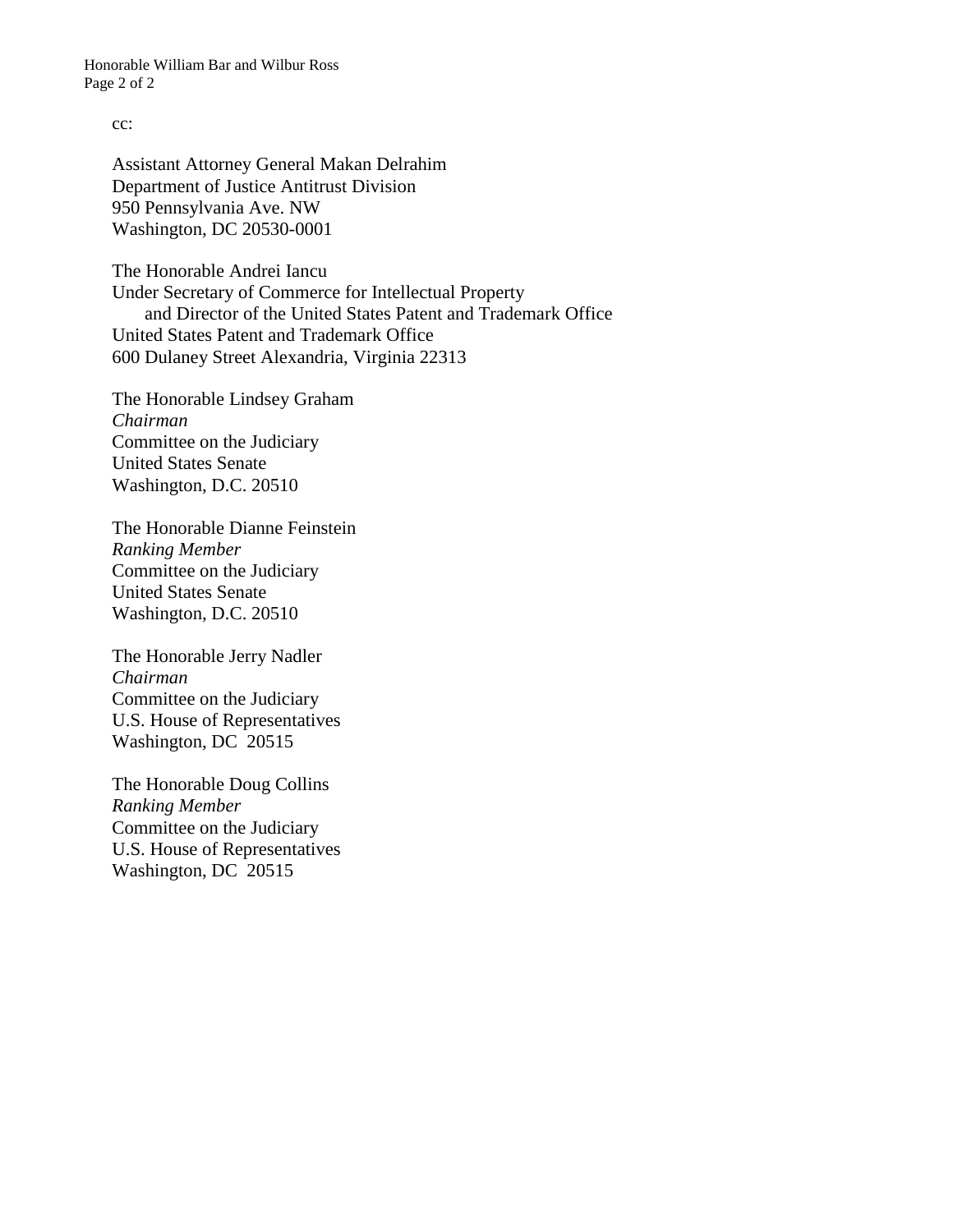cc:

Assistant Attorney General Makan Delrahim
Department of Justice Antitrust Division
950 Pennsylvania Ave. NW
Washington, DC 20530-0001

The Honorable Andrei Iancu
Under Secretary of Commerce for Intellectual Property
and Director of the United States Patent and Trademark Office
United States Patent and Trademark Office
600 Dulaney Street Alexandria, Virginia 22313

The Honorable Lindsey Graham
*Chairman*
Committee on the Judiciary
United States Senate
Washington, D.C. 20510

The Honorable Dianne Feinstein
*Ranking Member*
Committee on the Judiciary
United States Senate
Washington, D.C. 20510

The Honorable Jerry Nadler
*Chairman*
Committee on the Judiciary
U.S. House of Representatives
Washington, DC 20515

The Honorable Doug Collins
*Ranking Member*
Committee on the Judiciary
U.S. House of Representatives
Washington, DC 20515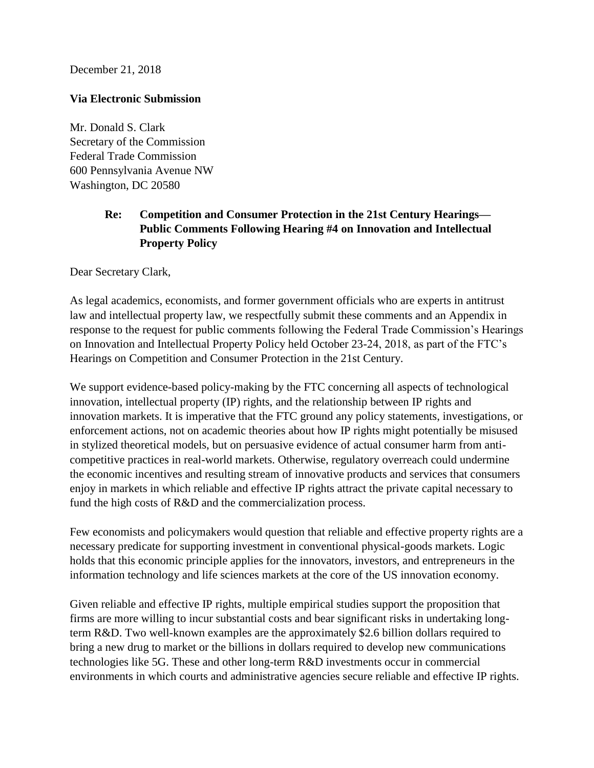December 21, 2018

**Via Electronic Submission**

Mr. Donald S. Clark
Secretary of the Commission
Federal Trade Commission
600 Pennsylvania Avenue NW
Washington, DC 20580

**Re: Competition and Consumer Protection in the 21st Century Hearings—Public Comments Following Hearing #4 on Innovation and Intellectual Property Policy**

Dear Secretary Clark,

As legal academics, economists, and former government officials who are experts in antitrust law and intellectual property law, we respectfully submit these comments and an Appendix in response to the request for public comments following the Federal Trade Commission's Hearings on Innovation and Intellectual Property Policy held October 23-24, 2018, as part of the FTC's Hearings on Competition and Consumer Protection in the 21st Century.

We support evidence-based policy-making by the FTC concerning all aspects of technological innovation, intellectual property (IP) rights, and the relationship between IP rights and innovation markets. It is imperative that the FTC ground any policy statements, investigations, or enforcement actions, not on academic theories about how IP rights might potentially be misused in stylized theoretical models, but on persuasive evidence of actual consumer harm from anti-competitive practices in real-world markets. Otherwise, regulatory overreach could undermine the economic incentives and resulting stream of innovative products and services that consumers enjoy in markets in which reliable and effective IP rights attract the private capital necessary to fund the high costs of R&D and the commercialization process.

Few economists and policymakers would question that reliable and effective property rights are a necessary predicate for supporting investment in conventional physical-goods markets. Logic holds that this economic principle applies for the innovators, investors, and entrepreneurs in the information technology and life sciences markets at the core of the US innovation economy.

Given reliable and effective IP rights, multiple empirical studies support the proposition that firms are more willing to incur substantial costs and bear significant risks in undertaking long-term R&D. Two well-known examples are the approximately $2.6 billion dollars required to bring a new drug to market or the billions in dollars required to develop new communications technologies like 5G. These and other long-term R&D investments occur in commercial environments in which courts and administrative agencies secure reliable and effective IP rights.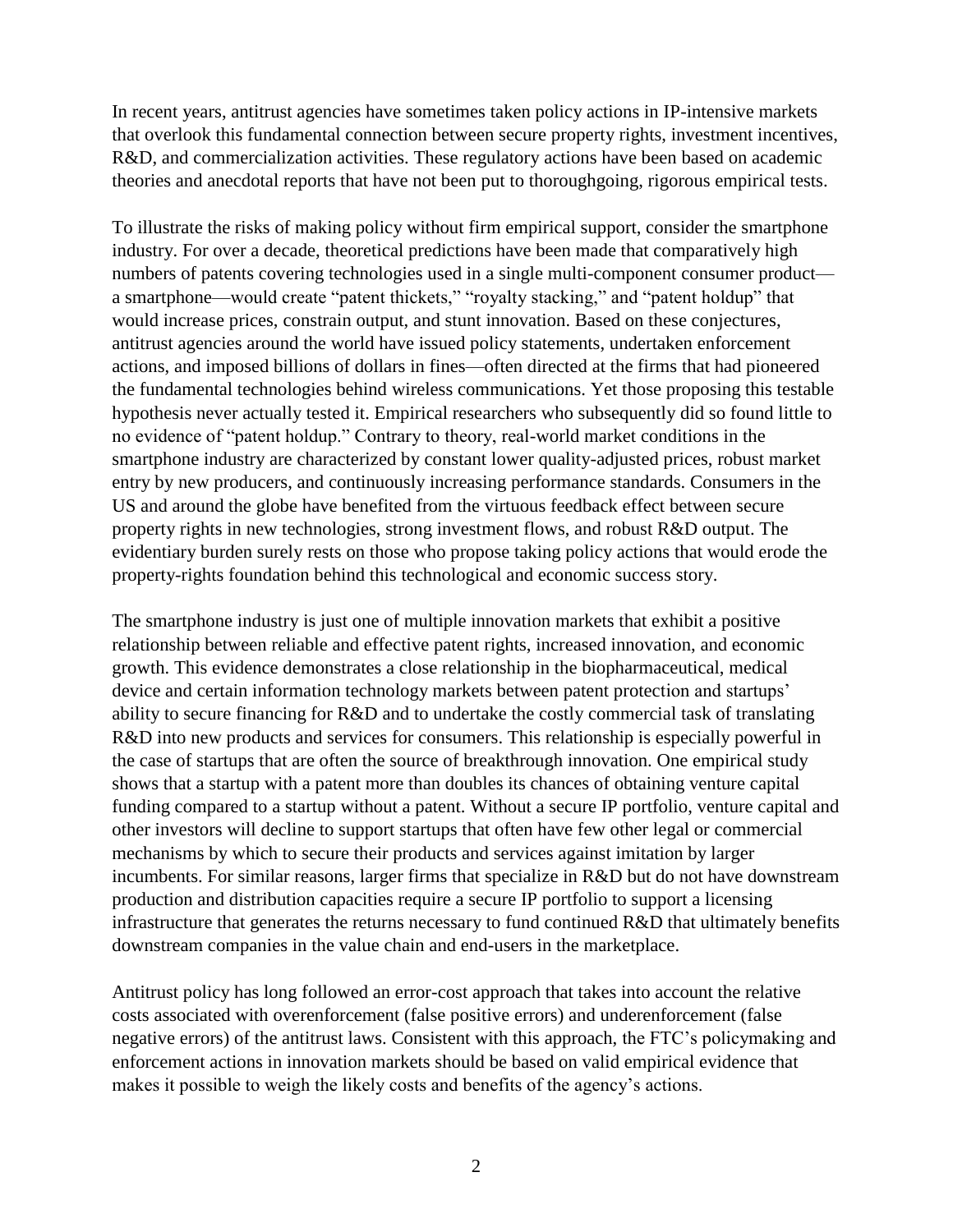In recent years, antitrust agencies have sometimes taken policy actions in IP-intensive markets that overlook this fundamental connection between secure property rights, investment incentives, R&D, and commercialization activities. These regulatory actions have been based on academic theories and anecdotal reports that have not been put to thoroughgoing, rigorous empirical tests.

To illustrate the risks of making policy without firm empirical support, consider the smartphone industry. For over a decade, theoretical predictions have been made that comparatively high numbers of patents covering technologies used in a single multi-component consumer product—a smartphone—would create "patent thickets," "royalty stacking," and "patent holdup" that would increase prices, constrain output, and stunt innovation. Based on these conjectures, antitrust agencies around the world have issued policy statements, undertaken enforcement actions, and imposed billions of dollars in fines—often directed at the firms that had pioneered the fundamental technologies behind wireless communications. Yet those proposing this testable hypothesis never actually tested it. Empirical researchers who subsequently did so found little to no evidence of "patent holdup." Contrary to theory, real-world market conditions in the smartphone industry are characterized by constant lower quality-adjusted prices, robust market entry by new producers, and continuously increasing performance standards. Consumers in the US and around the globe have benefited from the virtuous feedback effect between secure property rights in new technologies, strong investment flows, and robust R&D output. The evidentiary burden surely rests on those who propose taking policy actions that would erode the property-rights foundation behind this technological and economic success story.

The smartphone industry is just one of multiple innovation markets that exhibit a positive relationship between reliable and effective patent rights, increased innovation, and economic growth. This evidence demonstrates a close relationship in the biopharmaceutical, medical device and certain information technology markets between patent protection and startups' ability to secure financing for R&D and to undertake the costly commercial task of translating R&D into new products and services for consumers. This relationship is especially powerful in the case of startups that are often the source of breakthrough innovation. One empirical study shows that a startup with a patent more than doubles its chances of obtaining venture capital funding compared to a startup without a patent. Without a secure IP portfolio, venture capital and other investors will decline to support startups that often have few other legal or commercial mechanisms by which to secure their products and services against imitation by larger incumbents. For similar reasons, larger firms that specialize in R&D but do not have downstream production and distribution capacities require a secure IP portfolio to support a licensing infrastructure that generates the returns necessary to fund continued R&D that ultimately benefits downstream companies in the value chain and end-users in the marketplace.

Antitrust policy has long followed an error-cost approach that takes into account the relative costs associated with overenforcement (false positive errors) and underenforcement (false negative errors) of the antitrust laws. Consistent with this approach, the FTC's policymaking and enforcement actions in innovation markets should be based on valid empirical evidence that makes it possible to weigh the likely costs and benefits of the agency's actions.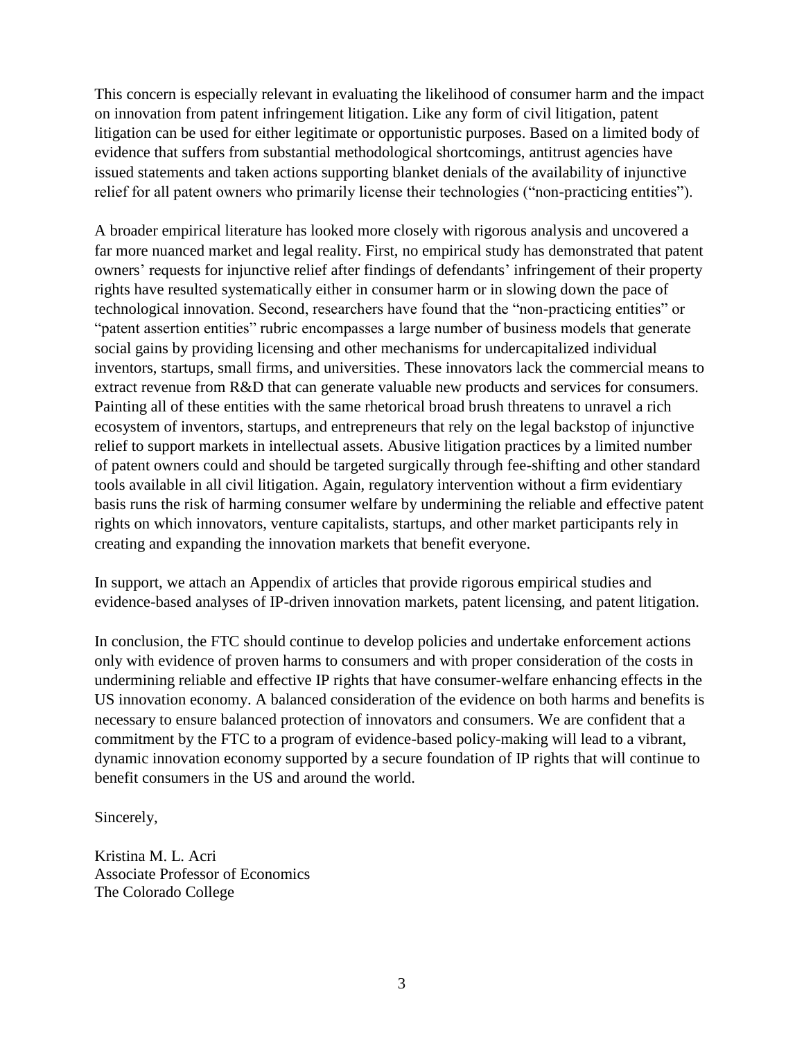This concern is especially relevant in evaluating the likelihood of consumer harm and the impact on innovation from patent infringement litigation. Like any form of civil litigation, patent litigation can be used for either legitimate or opportunistic purposes. Based on a limited body of evidence that suffers from substantial methodological shortcomings, antitrust agencies have issued statements and taken actions supporting blanket denials of the availability of injunctive relief for all patent owners who primarily license their technologies ("non-practicing entities").

A broader empirical literature has looked more closely with rigorous analysis and uncovered a far more nuanced market and legal reality. First, no empirical study has demonstrated that patent owners' requests for injunctive relief after findings of defendants' infringement of their property rights have resulted systematically either in consumer harm or in slowing down the pace of technological innovation. Second, researchers have found that the "non-practicing entities" or "patent assertion entities" rubric encompasses a large number of business models that generate social gains by providing licensing and other mechanisms for undercapitalized individual inventors, startups, small firms, and universities. These innovators lack the commercial means to extract revenue from R&D that can generate valuable new products and services for consumers. Painting all of these entities with the same rhetorical broad brush threatens to unravel a rich ecosystem of inventors, startups, and entrepreneurs that rely on the legal backstop of injunctive relief to support markets in intellectual assets. Abusive litigation practices by a limited number of patent owners could and should be targeted surgically through fee-shifting and other standard tools available in all civil litigation. Again, regulatory intervention without a firm evidentiary basis runs the risk of harming consumer welfare by undermining the reliable and effective patent rights on which innovators, venture capitalists, startups, and other market participants rely in creating and expanding the innovation markets that benefit everyone.

In support, we attach an Appendix of articles that provide rigorous empirical studies and evidence-based analyses of IP-driven innovation markets, patent licensing, and patent litigation.

In conclusion, the FTC should continue to develop policies and undertake enforcement actions only with evidence of proven harms to consumers and with proper consideration of the costs in undermining reliable and effective IP rights that have consumer-welfare enhancing effects in the US innovation economy. A balanced consideration of the evidence on both harms and benefits is necessary to ensure balanced protection of innovators and consumers. We are confident that a commitment by the FTC to a program of evidence-based policy-making will lead to a vibrant, dynamic innovation economy supported by a secure foundation of IP rights that will continue to benefit consumers in the US and around the world.

Sincerely,

Kristina M. L. Acri  
Associate Professor of Economics  
The Colorado College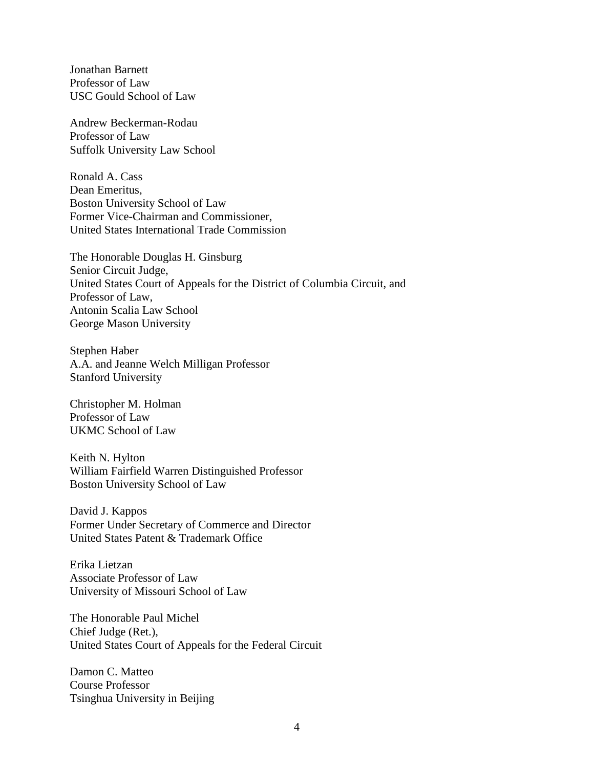Jonathan Barnett
Professor of Law
USC Gould School of Law

Andrew Beckerman-Rodau
Professor of Law
Suffolk University Law School

Ronald A. Cass
Dean Emeritus,
Boston University School of Law
Former Vice-Chairman and Commissioner,
United States International Trade Commission

The Honorable Douglas H. Ginsburg
Senior Circuit Judge,
United States Court of Appeals for the District of Columbia Circuit, and
Professor of Law,
Antonin Scalia Law School
George Mason University

Stephen Haber
A.A. and Jeanne Welch Milligan Professor
Stanford University

Christopher M. Holman
Professor of Law
UKMC School of Law

Keith N. Hylton
William Fairfield Warren Distinguished Professor
Boston University School of Law

David J. Kappos
Former Under Secretary of Commerce and Director
United States Patent & Trademark Office

Erika Lietzan
Associate Professor of Law
University of Missouri School of Law

The Honorable Paul Michel
Chief Judge (Ret.),
United States Court of Appeals for the Federal Circuit

Damon C. Matteo
Course Professor
Tsinghua University in Beijing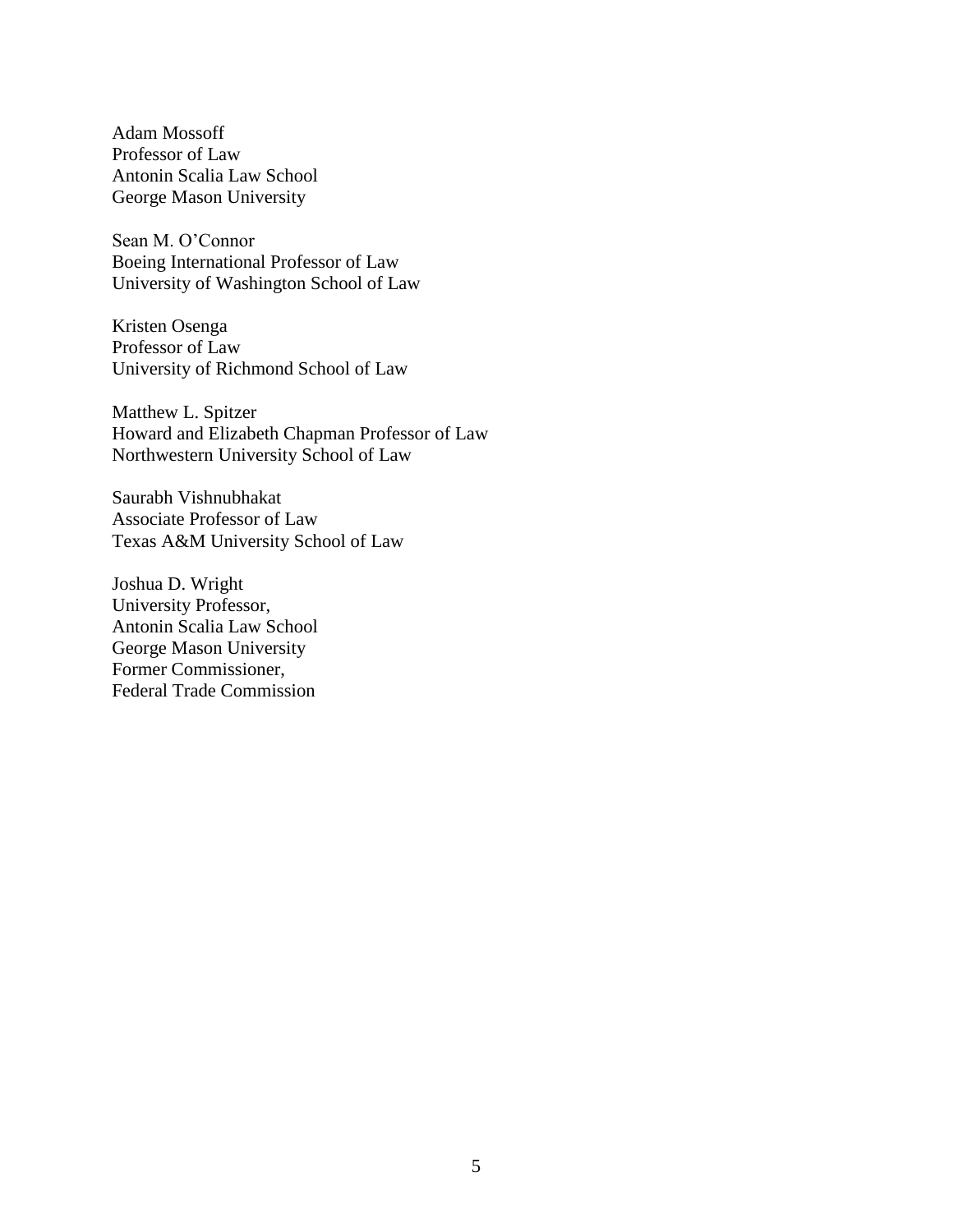Adam Mossoff
Professor of Law
Antonin Scalia Law School
George Mason University

Sean M. O'Connor
Boeing International Professor of Law
University of Washington School of Law

Kristen Osenga
Professor of Law
University of Richmond School of Law

Matthew L. Spitzer
Howard and Elizabeth Chapman Professor of Law
Northwestern University School of Law

Saurabh Vishnubhakat
Associate Professor of Law
Texas A&M University School of Law

Joshua D. Wright
University Professor,
Antonin Scalia Law School
George Mason University
Former Commissioner,
Federal Trade Commission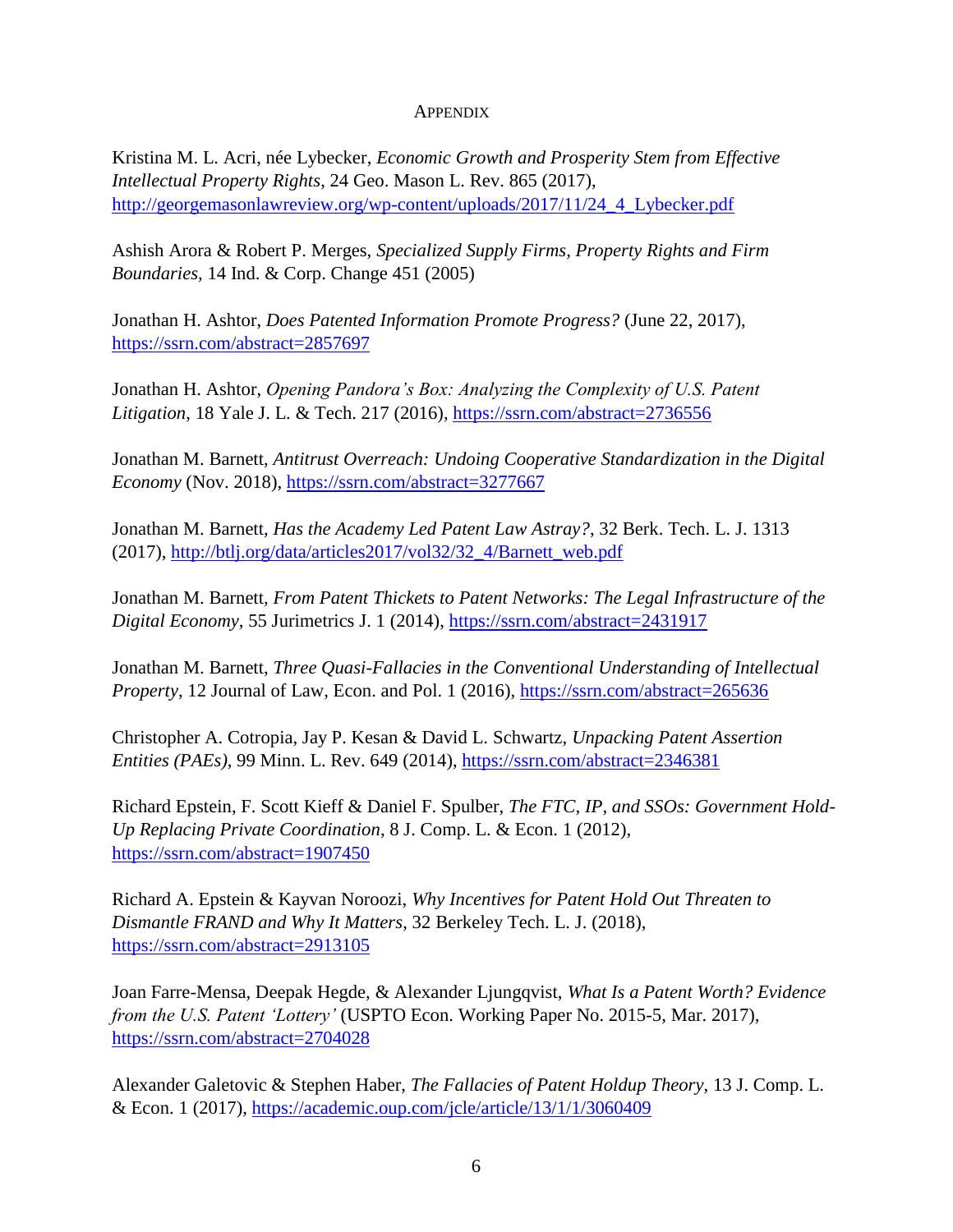## Appendix

Kristina M. L. Acri, née Lybecker, *Economic Growth and Prosperity Stem from Effective Intellectual Property Rights*, 24 Geo. Mason L. Rev. 865 (2017), http://georgemasonlawreview.org/wp-content/uploads/2017/11/24_4_Lybecker.pdf

Ashish Arora & Robert P. Merges, *Specialized Supply Firms, Property Rights and Firm Boundaries*, 14 Ind. & Corp. Change 451 (2005)

Jonathan H. Ashtor, *Does Patented Information Promote Progress?* (June 22, 2017), https://ssrn.com/abstract=2857697

Jonathan H. Ashtor, *Opening Pandora's Box: Analyzing the Complexity of U.S. Patent Litigation*, 18 Yale J. L. & Tech. 217 (2016), https://ssrn.com/abstract=2736556

Jonathan M. Barnett, *Antitrust Overreach: Undoing Cooperative Standardization in the Digital Economy* (Nov. 2018), https://ssrn.com/abstract=3277667

Jonathan M. Barnett, *Has the Academy Led Patent Law Astray?*, 32 Berk. Tech. L. J. 1313 (2017), http://btlj.org/data/articles2017/vol32/32_4/Barnett_web.pdf

Jonathan M. Barnett, *From Patent Thickets to Patent Networks: The Legal Infrastructure of the Digital Economy*, 55 Jurimetrics J. 1 (2014), https://ssrn.com/abstract=2431917

Jonathan M. Barnett, *Three Quasi-Fallacies in the Conventional Understanding of Intellectual Property*, 12 Journal of Law, Econ. and Pol. 1 (2016), https://ssrn.com/abstract=265636

Christopher A. Cotropia, Jay P. Kesan & David L. Schwartz, *Unpacking Patent Assertion Entities (PAEs)*, 99 Minn. L. Rev. 649 (2014), https://ssrn.com/abstract=2346381

Richard Epstein, F. Scott Kieff & Daniel F. Spulber, *The FTC, IP, and SSOs: Government Hold-Up Replacing Private Coordination*, 8 J. Comp. L. & Econ. 1 (2012), https://ssrn.com/abstract=1907450

Richard A. Epstein & Kayvan Noroozi, *Why Incentives for Patent Hold Out Threaten to Dismantle FRAND and Why It Matters*, 32 Berkeley Tech. L. J. (2018), https://ssrn.com/abstract=2913105

Joan Farre-Mensa, Deepak Hegde, & Alexander Ljungqvist, *What Is a Patent Worth? Evidence from the U.S. Patent 'Lottery'* (USPTO Econ. Working Paper No. 2015-5, Mar. 2017), https://ssrn.com/abstract=2704028

Alexander Galetovic & Stephen Haber, *The Fallacies of Patent Holdup Theory*, 13 J. Comp. L. & Econ. 1 (2017), https://academic.oup.com/jcle/article/13/1/1/3060409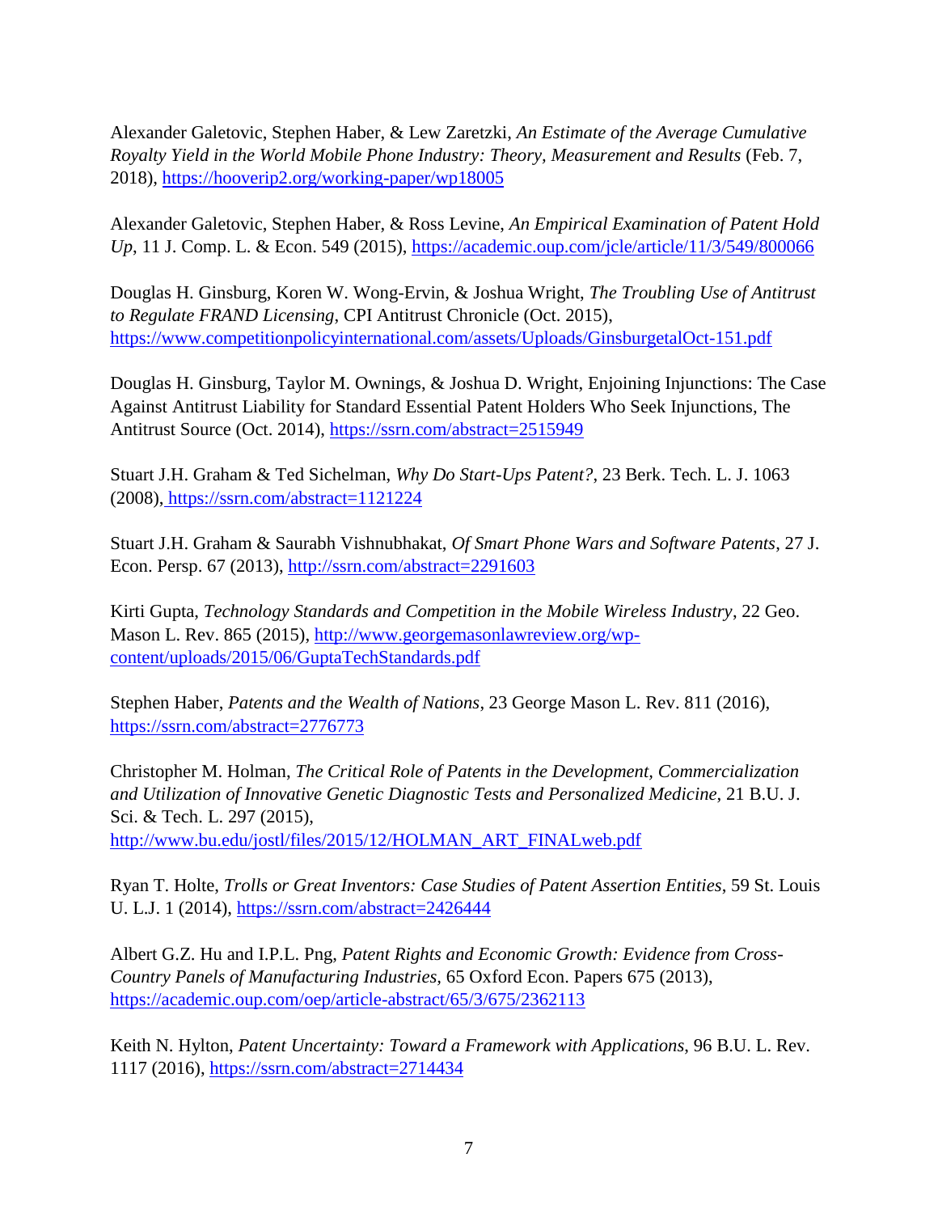Alexander Galetovic, Stephen Haber, & Lew Zaretzki, *An Estimate of the Average Cumulative Royalty Yield in the World Mobile Phone Industry: Theory, Measurement and Results* (Feb. 7, 2018), https://hooverip2.org/working-paper/wp18005

Alexander Galetovic, Stephen Haber, & Ross Levine, *An Empirical Examination of Patent Hold Up*, 11 J. Comp. L. & Econ. 549 (2015), https://academic.oup.com/jcle/article/11/3/549/800066

Douglas H. Ginsburg, Koren W. Wong-Ervin, & Joshua Wright, *The Troubling Use of Antitrust to Regulate FRAND Licensing*, CPI Antitrust Chronicle (Oct. 2015), https://www.competitionpolicyinternational.com/assets/Uploads/GinsburgetalOct-151.pdf

Douglas H. Ginsburg, Taylor M. Ownings, & Joshua D. Wright, Enjoining Injunctions: The Case Against Antitrust Liability for Standard Essential Patent Holders Who Seek Injunctions, The Antitrust Source (Oct. 2014), https://ssrn.com/abstract=2515949

Stuart J.H. Graham & Ted Sichelman, *Why Do Start-Ups Patent?*, 23 Berk. Tech. L. J. 1063 (2008), https://ssrn.com/abstract=1121224

Stuart J.H. Graham & Saurabh Vishnubhakat, *Of Smart Phone Wars and Software Patents*, 27 J. Econ. Persp. 67 (2013), http://ssrn.com/abstract=2291603

Kirti Gupta, *Technology Standards and Competition in the Mobile Wireless Industry*, 22 Geo. Mason L. Rev. 865 (2015), http://www.georgemasonlawreview.org/wp-content/uploads/2015/06/GuptaTechStandards.pdf

Stephen Haber, *Patents and the Wealth of Nations*, 23 George Mason L. Rev. 811 (2016), https://ssrn.com/abstract=2776773

Christopher M. Holman, *The Critical Role of Patents in the Development, Commercialization and Utilization of Innovative Genetic Diagnostic Tests and Personalized Medicine*, 21 B.U. J. Sci. & Tech. L. 297 (2015), http://www.bu.edu/jostl/files/2015/12/HOLMAN_ART_FINALweb.pdf

Ryan T. Holte, *Trolls or Great Inventors: Case Studies of Patent Assertion Entities*, 59 St. Louis U. L.J. 1 (2014), https://ssrn.com/abstract=2426444

Albert G.Z. Hu and I.P.L. Png, *Patent Rights and Economic Growth: Evidence from Cross-Country Panels of Manufacturing Industries*, 65 Oxford Econ. Papers 675 (2013), https://academic.oup.com/oep/article-abstract/65/3/675/2362113

Keith N. Hylton, *Patent Uncertainty: Toward a Framework with Applications*, 96 B.U. L. Rev. 1117 (2016), https://ssrn.com/abstract=2714434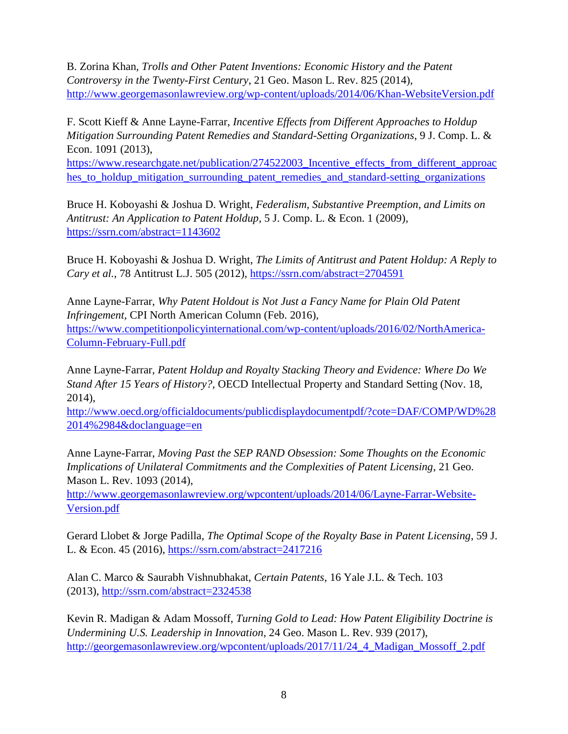B. Zorina Khan, *Trolls and Other Patent Inventions: Economic History and the Patent Controversy in the Twenty-First Century*, 21 Geo. Mason L. Rev. 825 (2014), http://www.georgemasonlawreview.org/wp-content/uploads/2014/06/Khan-WebsiteVersion.pdf

F. Scott Kieff & Anne Layne-Farrar, *Incentive Effects from Different Approaches to Holdup Mitigation Surrounding Patent Remedies and Standard-Setting Organizations*, 9 J. Comp. L. & Econ. 1091 (2013), https://www.researchgate.net/publication/274522003_Incentive_effects_from_different_approaches_to_holdup_mitigation_surrounding_patent_remedies_and_standard-setting_organizations

Bruce H. Koboyashi & Joshua D. Wright, *Federalism, Substantive Preemption, and Limits on Antitrust: An Application to Patent Holdup*, 5 J. Comp. L. & Econ. 1 (2009), https://ssrn.com/abstract=1143602

Bruce H. Koboyashi & Joshua D. Wright, *The Limits of Antitrust and Patent Holdup: A Reply to Cary et al.*, 78 Antitrust L.J. 505 (2012), https://ssrn.com/abstract=2704591

Anne Layne-Farrar, *Why Patent Holdout is Not Just a Fancy Name for Plain Old Patent Infringement*, CPI North American Column (Feb. 2016), https://www.competitionpolicyinternational.com/wp-content/uploads/2016/02/NorthAmerica-Column-February-Full.pdf

Anne Layne-Farrar, *Patent Holdup and Royalty Stacking Theory and Evidence: Where Do We Stand After 15 Years of History?*, OECD Intellectual Property and Standard Setting (Nov. 18, 2014), http://www.oecd.org/officialdocuments/publicdisplaydocumentpdf/?cote=DAF/COMP/WD%282014%2984&doclanguage=en

Anne Layne-Farrar, *Moving Past the SEP RAND Obsession: Some Thoughts on the Economic Implications of Unilateral Commitments and the Complexities of Patent Licensing*, 21 Geo. Mason L. Rev. 1093 (2014), http://www.georgemasonlawreview.org/wpcontent/uploads/2014/06/Layne-Farrar-Website-Version.pdf

Gerard Llobet & Jorge Padilla, *The Optimal Scope of the Royalty Base in Patent Licensing*, 59 J. L. & Econ. 45 (2016), https://ssrn.com/abstract=2417216

Alan C. Marco & Saurabh Vishnubhakat, *Certain Patents*, 16 Yale J.L. & Tech. 103 (2013), http://ssrn.com/abstract=2324538

Kevin R. Madigan & Adam Mossoff, *Turning Gold to Lead: How Patent Eligibility Doctrine is Undermining U.S. Leadership in Innovation*, 24 Geo. Mason L. Rev. 939 (2017), http://georgemasonlawreview.org/wpcontent/uploads/2017/11/24_4_Madigan_Mossoff_2.pdf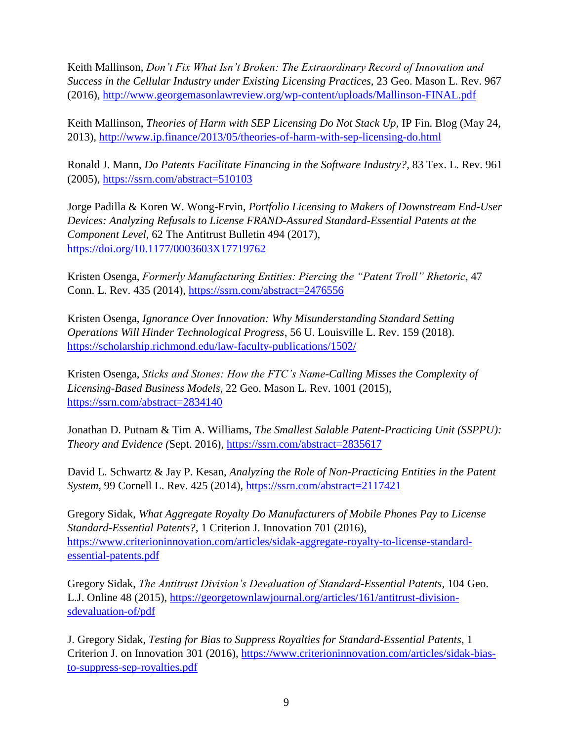Keith Mallinson, *Don't Fix What Isn't Broken: The Extraordinary Record of Innovation and Success in the Cellular Industry under Existing Licensing Practices*, 23 Geo. Mason L. Rev. 967 (2016), http://www.georgemasonlawreview.org/wp-content/uploads/Mallinson-FINAL.pdf

Keith Mallinson, *Theories of Harm with SEP Licensing Do Not Stack Up*, IP Fin. Blog (May 24, 2013), http://www.ip.finance/2013/05/theories-of-harm-with-sep-licensing-do.html

Ronald J. Mann, *Do Patents Facilitate Financing in the Software Industry?*, 83 Tex. L. Rev. 961 (2005), https://ssrn.com/abstract=510103

Jorge Padilla & Koren W. Wong-Ervin, *Portfolio Licensing to Makers of Downstream End-User Devices: Analyzing Refusals to License FRAND-Assured Standard-Essential Patents at the Component Level*, 62 The Antitrust Bulletin 494 (2017), https://doi.org/10.1177/0003603X17719762

Kristen Osenga, *Formerly Manufacturing Entities: Piercing the "Patent Troll" Rhetoric*, 47 Conn. L. Rev. 435 (2014), https://ssrn.com/abstract=2476556

Kristen Osenga, *Ignorance Over Innovation: Why Misunderstanding Standard Setting Operations Will Hinder Technological Progress*, 56 U. Louisville L. Rev. 159 (2018). https://scholarship.richmond.edu/law-faculty-publications/1502/

Kristen Osenga, *Sticks and Stones: How the FTC's Name-Calling Misses the Complexity of Licensing-Based Business Models*, 22 Geo. Mason L. Rev. 1001 (2015), https://ssrn.com/abstract=2834140

Jonathan D. Putnam & Tim A. Williams, *The Smallest Salable Patent-Practicing Unit (SSPPU): Theory and Evidence* (Sept. 2016), https://ssrn.com/abstract=2835617

David L. Schwartz & Jay P. Kesan, *Analyzing the Role of Non-Practicing Entities in the Patent System*, 99 Cornell L. Rev. 425 (2014), https://ssrn.com/abstract=2117421

Gregory Sidak, *What Aggregate Royalty Do Manufacturers of Mobile Phones Pay to License Standard-Essential Patents?,* 1 Criterion J. Innovation 701 (2016), https://www.criterioninnovation.com/articles/sidak-aggregate-royalty-to-license-standard-essential-patents.pdf

Gregory Sidak, *The Antitrust Division's Devaluation of Standard-Essential Patents*, 104 Geo. L.J. Online 48 (2015), https://georgetownlawjournal.org/articles/161/antitrust-division-sdevaluation-of/pdf

J. Gregory Sidak, *Testing for Bias to Suppress Royalties for Standard-Essential Patents*, 1 Criterion J. on Innovation 301 (2016), https://www.criterioninnovation.com/articles/sidak-bias-to-suppress-sep-royalties.pdf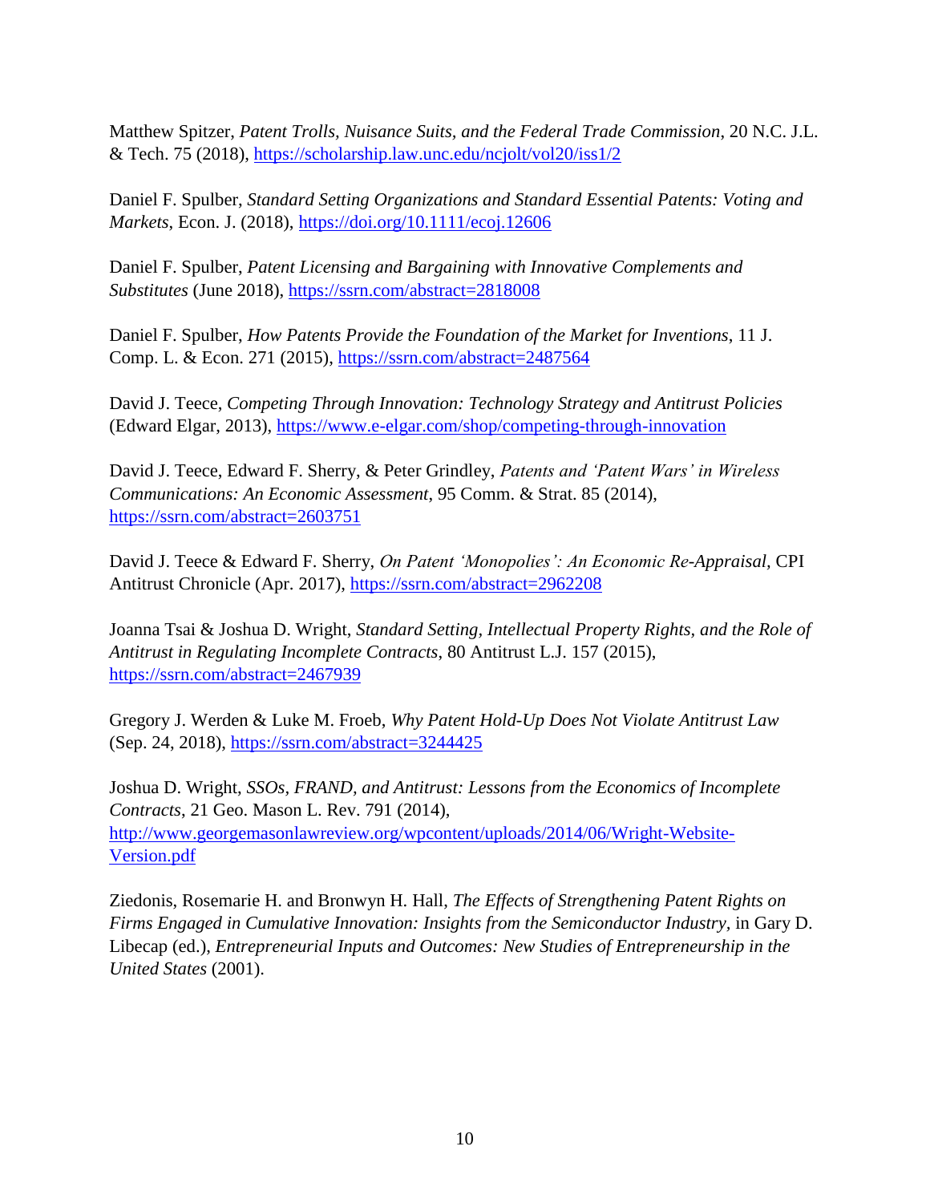Matthew Spitzer, *Patent Trolls, Nuisance Suits, and the Federal Trade Commission*, 20 N.C. J.L. & Tech. 75 (2018), https://scholarship.law.unc.edu/ncjolt/vol20/iss1/2

Daniel F. Spulber, *Standard Setting Organizations and Standard Essential Patents: Voting and Markets*, Econ. J. (2018), https://doi.org/10.1111/ecoj.12606

Daniel F. Spulber, *Patent Licensing and Bargaining with Innovative Complements and Substitutes* (June 2018), https://ssrn.com/abstract=2818008

Daniel F. Spulber, *How Patents Provide the Foundation of the Market for Inventions*, 11 J. Comp. L. & Econ. 271 (2015), https://ssrn.com/abstract=2487564

David J. Teece, *Competing Through Innovation: Technology Strategy and Antitrust Policies* (Edward Elgar, 2013), https://www.e-elgar.com/shop/competing-through-innovation

David J. Teece, Edward F. Sherry, & Peter Grindley, *Patents and 'Patent Wars' in Wireless Communications: An Economic Assessment*, 95 Comm. & Strat. 85 (2014), https://ssrn.com/abstract=2603751

David J. Teece & Edward F. Sherry, *On Patent 'Monopolies': An Economic Re-Appraisal*, CPI Antitrust Chronicle (Apr. 2017), https://ssrn.com/abstract=2962208

Joanna Tsai & Joshua D. Wright, *Standard Setting, Intellectual Property Rights, and the Role of Antitrust in Regulating Incomplete Contracts*, 80 Antitrust L.J. 157 (2015), https://ssrn.com/abstract=2467939

Gregory J. Werden & Luke M. Froeb, *Why Patent Hold-Up Does Not Violate Antitrust Law* (Sep. 24, 2018), https://ssrn.com/abstract=3244425

Joshua D. Wright, *SSOs, FRAND, and Antitrust: Lessons from the Economics of Incomplete Contracts*, 21 Geo. Mason L. Rev. 791 (2014), http://www.georgemasonlawreview.org/wpcontent/uploads/2014/06/Wright-Website-Version.pdf

Ziedonis, Rosemarie H. and Bronwyn H. Hall, *The Effects of Strengthening Patent Rights on Firms Engaged in Cumulative Innovation: Insights from the Semiconductor Industry*, in Gary D. Libecap (ed.), *Entrepreneurial Inputs and Outcomes: New Studies of Entrepreneurship in the United States* (2001).